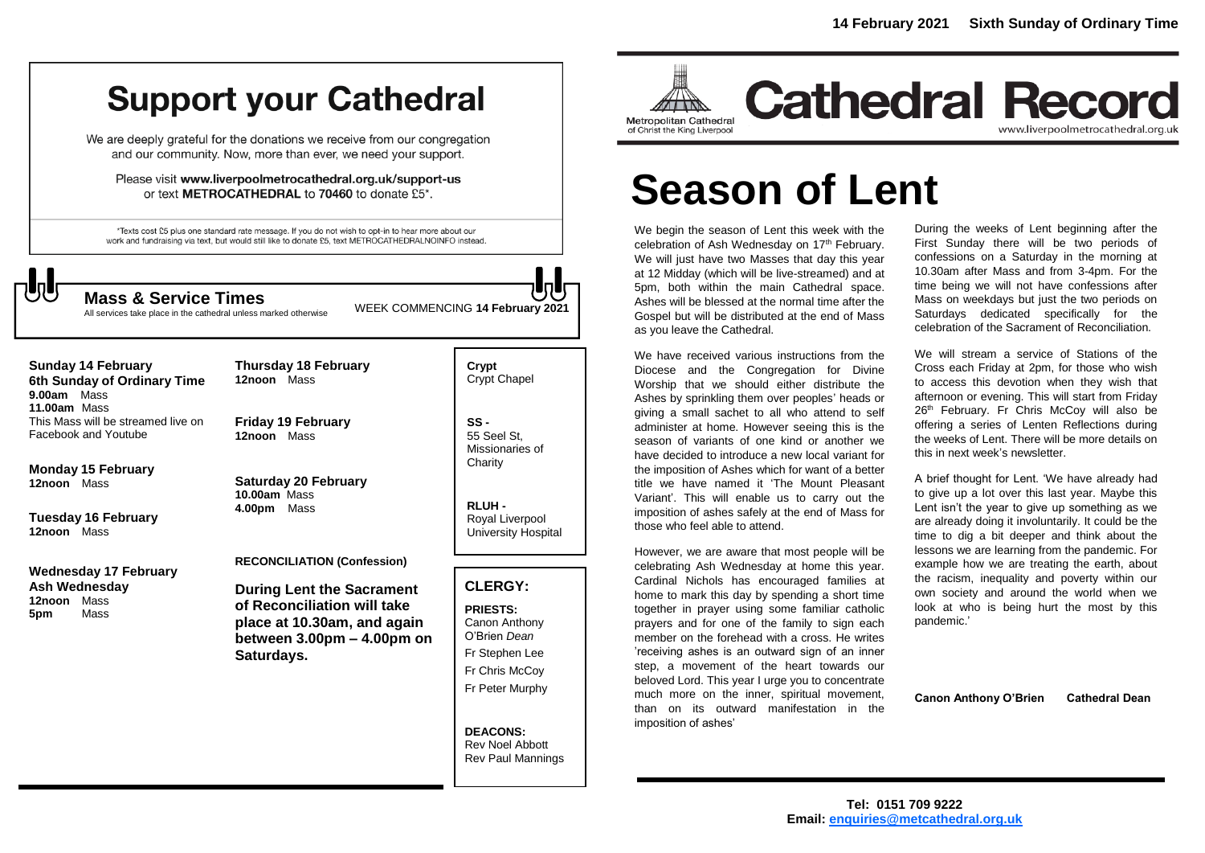# Support your Cathedral

We are deeply grateful for the donations we receive from our congregation and our community. Now, more than ever, we need your support.

Please visit **www.liverpoolmetrocathedral.org.uk/support-us** or text **METROCATHEDRAL** to **70460** to donate £5*.

*Texts cost £5 plus one standard rate message. If you do not wish to opt-in to hear more about our work and fundraising via text, but would still like to donate £5, text METROCATHEDRALNOINFO instead.

## Mass & Service Times

All services take place in the cathedral unless marked otherwise

WEEK COMMENCING **14 February 2021**

**Sunday 14 February**
**6th Sunday of Ordinary Time**
**9.00am** Mass
**11.00am** Mass
This Mass will be streamed live on Facebook and Youtube

**Monday 15 February**
**12noon** Mass

**Tuesday 16 February**
**12noon** Mass

**Wednesday 17 February**
**Ash Wednesday**
**12noon** Mass
**5pm** Mass

**Thursday 18 February**
**12noon** Mass

**Friday 19 February**
**12noon** Mass

**Saturday 20 February**
**10.00am** Mass
**4.00pm** Mass

**RECONCILIATION (Confession)**

**During Lent the Sacrament of Reconciliation will take place at 10.30am, and again between 3.00pm – 4.00pm on Saturdays.**

**Crypt** Crypt Chapel

**SS -** 55 Seel St, Missionaries of Charity

**RLUH -** Royal Liverpool University Hospital

### CLERGY:

**PRIESTS:**
Canon Anthony O'Brien *Dean*
Fr Stephen Lee
Fr Chris McCoy
Fr Peter Murphy

**DEACONS:**
Rev Noel Abbott
Rev Paul Mannings

**14 February 2021 Sixth Sunday of Ordinary Time**

Metropolitan Cathedral of Christ the King Liverpool

# Cathedral Record

www.liverpoolmetrocathedral.org.uk

# Season of Lent

We begin the season of Lent this week with the celebration of Ash Wednesday on 17th February. We will just have two Masses that day this year at 12 Midday (which will be live-streamed) and at 5pm, both within the main Cathedral space. Ashes will be blessed at the normal time after the Gospel but will be distributed at the end of Mass as you leave the Cathedral.

We have received various instructions from the Diocese and the Congregation for Divine Worship that we should either distribute the Ashes by sprinkling them over peoples' heads or giving a small sachet to all who attend to self administer at home. However seeing this is the season of variants of one kind or another we have decided to introduce a new local variant for the imposition of Ashes which for want of a better title we have named it 'The Mount Pleasant Variant'. This will enable us to carry out the imposition of ashes safely at the end of Mass for those who feel able to attend.

However, we are aware that most people will be celebrating Ash Wednesday at home this year. Cardinal Nichols has encouraged families at home to mark this day by spending a short time together in prayer using some familiar catholic prayers and for one of the family to sign each member on the forehead with a cross. He writes 'receiving ashes is an outward sign of an inner step, a movement of the heart towards our beloved Lord. This year I urge you to concentrate much more on the inner, spiritual movement, than on its outward manifestation in the imposition of ashes'

During the weeks of Lent beginning after the First Sunday there will be two periods of confessions on a Saturday in the morning at 10.30am after Mass and from 3-4pm. For the time being we will not have confessions after Mass on weekdays but just the two periods on Saturdays dedicated specifically for the celebration of the Sacrament of Reconciliation.

We will stream a service of Stations of the Cross each Friday at 2pm, for those who wish to access this devotion when they wish that afternoon or evening. This will start from Friday 26th February. Fr Chris McCoy will also be offering a series of Lenten Reflections during the weeks of Lent. There will be more details on this in next week's newsletter.

A brief thought for Lent. 'We have already had to give up a lot over this last year. Maybe this Lent isn't the year to give up something as we are already doing it involuntarily. It could be the time to dig a bit deeper and think about the lessons we are learning from the pandemic. For example how we are treating the earth, about the racism, inequality and poverty within our own society and around the world when we look at who is being hurt the most by this pandemic.'

**Canon Anthony O'Brien Cathedral Dean**

**Tel: 0151 709 9222**
**Email: enquiries@metcathedral.org.uk**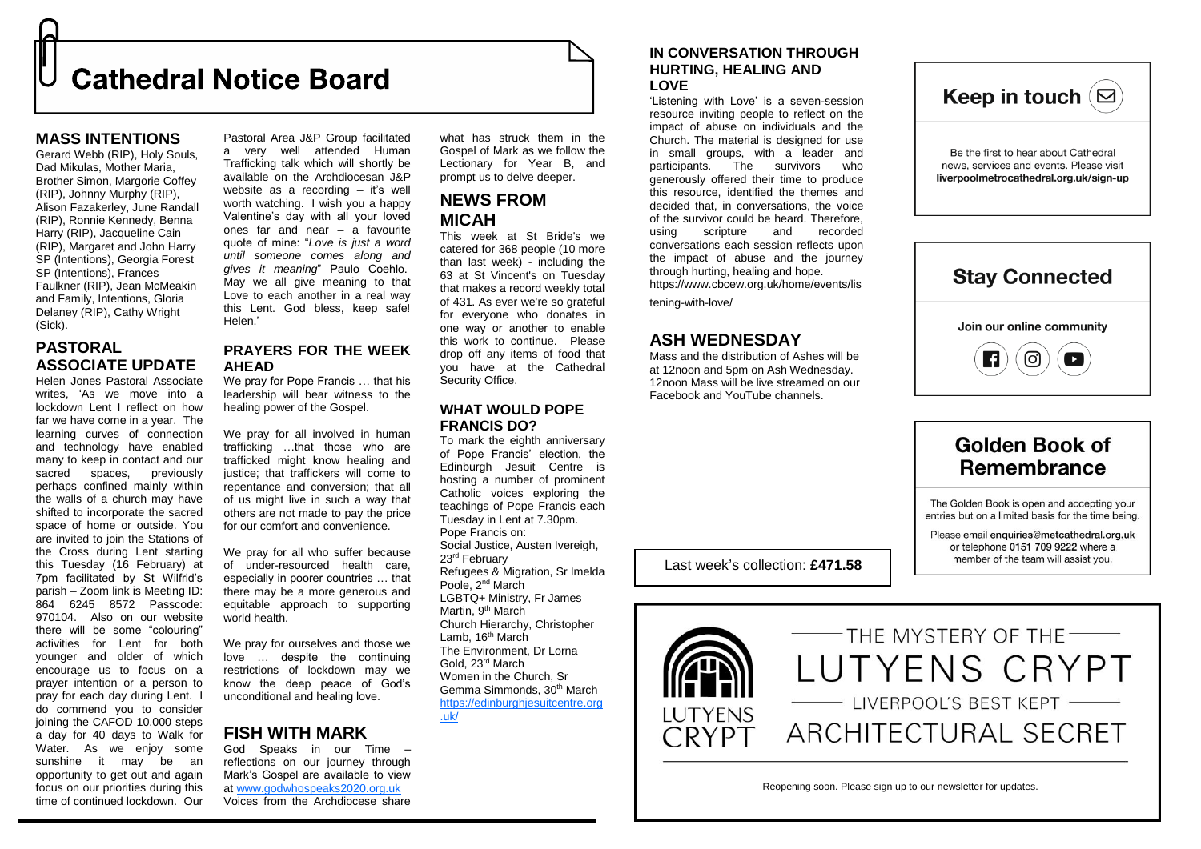# Cathedral Notice Board

## MASS INTENTIONS

Gerard Webb (RIP), Holy Souls, Dad Mikulas, Mother Maria, Brother Simon, Margorie Coffey (RIP), Johnny Murphy (RIP), Alison Fazakerley, June Randall (RIP), Ronnie Kennedy, Benna Harry (RIP), Jacqueline Cain (RIP), Margaret and John Harry SP (Intentions), Georgia Forest SP (Intentions), Frances Faulkner (RIP), Jean McMeakin and Family, Intentions, Gloria Delaney (RIP), Cathy Wright (Sick).

## PASTORAL ASSOCIATE UPDATE

Helen Jones Pastoral Associate writes, 'As we move into a lockdown Lent I reflect on how far we have come in a year. The learning curves of connection and technology have enabled many to keep in contact and our sacred spaces, previously perhaps confined mainly within the walls of a church may have shifted to incorporate the sacred space of home or outside. You are invited to join the Stations of the Cross during Lent starting this Tuesday (16 February) at 7pm facilitated by St Wilfrid's parish – Zoom link is Meeting ID: 864 6245 8572 Passcode: 970104. Also on our website there will be some "colouring" activities for Lent for both younger and older of which encourage us to focus on a prayer intention or a person to pray for each day during Lent. I do commend you to consider joining the CAFOD 10,000 steps a day for 40 days to Walk for Water. As we enjoy some sunshine it may be an opportunity to get out and again focus on our priorities during this time of continued lockdown. Our Pastoral Area J&P Group facilitated a very well attended Human Trafficking talk which will shortly be available on the Archdiocesan J&P website as a recording – it's well worth watching. I wish you a happy Valentine's day with all your loved ones far and near – a favourite quote of mine: "*Love is just a word until someone comes along and gives it meaning*" Paulo Coehlo. May we all give meaning to that Love to each another in a real way this Lent. God bless, keep safe! Helen.'

### PRAYERS FOR THE WEEK AHEAD

We pray for Pope Francis … that his leadership will bear witness to the healing power of the Gospel.

We pray for all involved in human trafficking …that those who are trafficked might know healing and justice; that traffickers will come to repentance and conversion; that all of us might live in such a way that others are not made to pay the price for our comfort and convenience.

We pray for all who suffer because of under-resourced health care, especially in poorer countries … that there may be a more generous and equitable approach to supporting world health.

We pray for ourselves and those we love … despite the continuing restrictions of lockdown may we know the deep peace of God's unconditional and healing love.

## FISH WITH MARK

God Speaks in our Time – reflections on our journey through Mark's Gospel are available to view at www.godwhospeaks2020.org.uk Voices from the Archdiocese share what has struck them in the Gospel of Mark as we follow the Lectionary for Year B, and prompt us to delve deeper.

## NEWS FROM MICAH

This week at St Bride's we catered for 368 people (10 more than last week) - including the 63 at St Vincent's on Tuesday that makes a record weekly total of 431. As ever we're so grateful for everyone who donates in one way or another to enable this work to continue. Please drop off any items of food that you have at the Cathedral Security Office.

### WHAT WOULD POPE FRANCIS DO?

To mark the eighth anniversary of Pope Francis' election, the Edinburgh Jesuit Centre is hosting a number of prominent Catholic voices exploring the teachings of Pope Francis each Tuesday in Lent at 7.30pm.

Pope Francis on:
Social Justice, Austen Ivereigh, 23rd February
Refugees & Migration, Sr Imelda Poole, 2nd March
LGBTQ+ Ministry, Fr James Martin, 9th March
Church Hierarchy, Christopher Lamb, 16th March
The Environment, Dr Lorna Gold, 23rd March
Women in the Church, Sr Gemma Simmonds, 30th March
https://edinburghjesuitcentre.org.uk/

### IN CONVERSATION THROUGH HURTING, HEALING AND LOVE

'Listening with Love' is a seven-session resource inviting people to reflect on the impact of abuse on individuals and the Church. The material is designed for use in small groups, with a leader and participants. The survivors who generously offered their time to produce this resource, identified the themes and decided that, in conversations, the voice of the survivor could be heard. Therefore, using scripture and recorded conversations each session reflects upon the impact of abuse and the journey through hurting, healing and hope.
https://www.cbcew.org.uk/home/events/listening-with-love/

## ASH WEDNESDAY

Mass and the distribution of Ashes will be at 12noon and 5pm on Ash Wednesday. 12noon Mass will be live streamed on our Facebook and YouTube channels.

Last week's collection: **£471.58**

## Keep in touch

Be the first to hear about Cathedral news, services and events. Please visit **liverpoolmetrocathedral.org.uk/sign-up**

## Stay Connected

**Join our online community**

## Golden Book of Remembrance

The Golden Book is open and accepting your entries but on a limited basis for the time being.

Please email **enquiries@metcathedral.org.uk** or telephone **0151 709 9222** where a member of the team will assist you.

LUTYENS CRYPT

THE MYSTERY OF THE LUTYENS CRYPT
LIVERPOOL'S BEST KEPT ARCHITECTURAL SECRET

Reopening soon. Please sign up to our newsletter for updates.